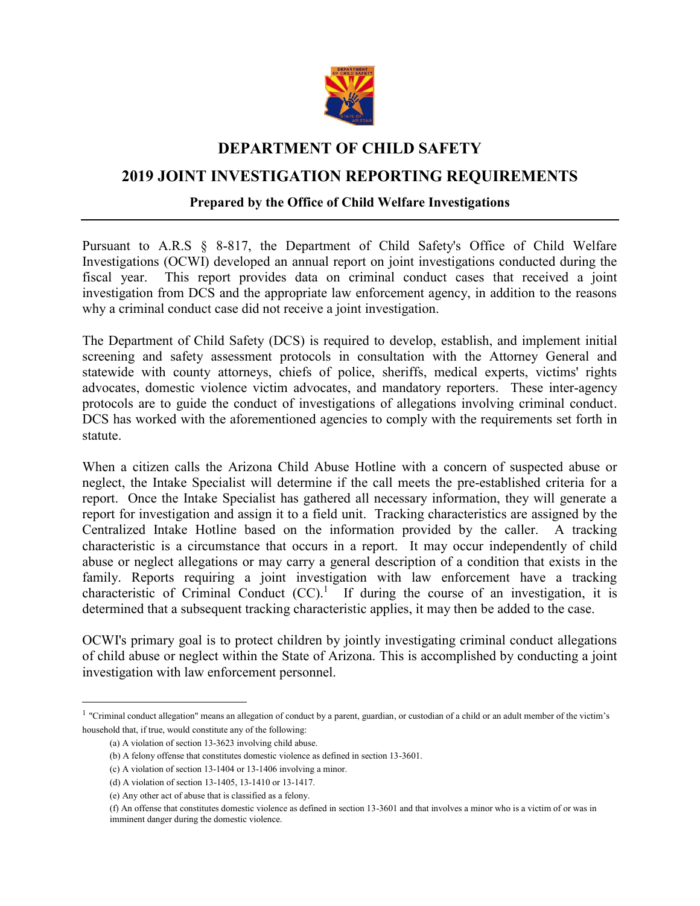# DEPARTMENT OF CHILD SAFETY

## 2019 JOINT INVESTIGATION REPORTING REQUIREMENTS

### Prepared by the Office of Child Welfare Investigations

Pursuant to A.R.S § 8-817, the Department of Child Safety's Office of Child Welfare Investigations (OCWI) developed an annual report on joint investigations conducted during the fiscal year. This report provides data on criminal conduct cases that received a joint investigation from DCS and the appropriate law enforcement agency, in addition to the reasons why a criminal conduct case did not receive a joint investigation.

The Department of Child Safety (DCS) is required to develop, establish, and implement initial screening and safety assessment protocols in consultation with the Attorney General and statewide with county attorneys, chiefs of police, sheriffs, medical experts, victims' rights advocates, domestic violence victim advocates, and mandatory reporters. These inter-agency protocols are to guide the conduct of investigations of allegations involving criminal conduct. DCS has worked with the aforementioned agencies to comply with the requirements set forth in statute.

When a citizen calls the Arizona Child Abuse Hotline with a concern of suspected abuse or neglect, the Intake Specialist will determine if the call meets the pre-established criteria for a report. Once the Intake Specialist has gathered all necessary information, they will generate a report for investigation and assign it to a field unit. Tracking characteristics are assigned by the Centralized Intake Hotline based on the information provided by the caller. A tracking characteristic is a circumstance that occurs in a report. It may occur independently of child abuse or neglect allegations or may carry a general description of a condition that exists in the family. Reports requiring a joint investigation with law enforcement have a tracking characteristic of Criminal Conduct (CC).[1] If during the course of an investigation, it is determined that a subsequent tracking characteristic applies, it may then be added to the case.

OCWI's primary goal is to protect children by jointly investigating criminal conduct allegations of child abuse or neglect within the State of Arizona. This is accomplished by conducting a joint investigation with law enforcement personnel.

---

[1] "Criminal conduct allegation" means an allegation of conduct by a parent, guardian, or custodian of a child or an adult member of the victim's household that, if true, would constitute any of the following:

(a) A violation of section 13-3623 involving child abuse.

(b) A felony offense that constitutes domestic violence as defined in section 13-3601.

(c) A violation of section 13-1404 or 13-1406 involving a minor.

(d) A violation of section 13-1405, 13-1410 or 13-1417.

(e) Any other act of abuse that is classified as a felony.

(f) An offense that constitutes domestic violence as defined in section 13-3601 and that involves a minor who is a victim of or was in imminent danger during the domestic violence.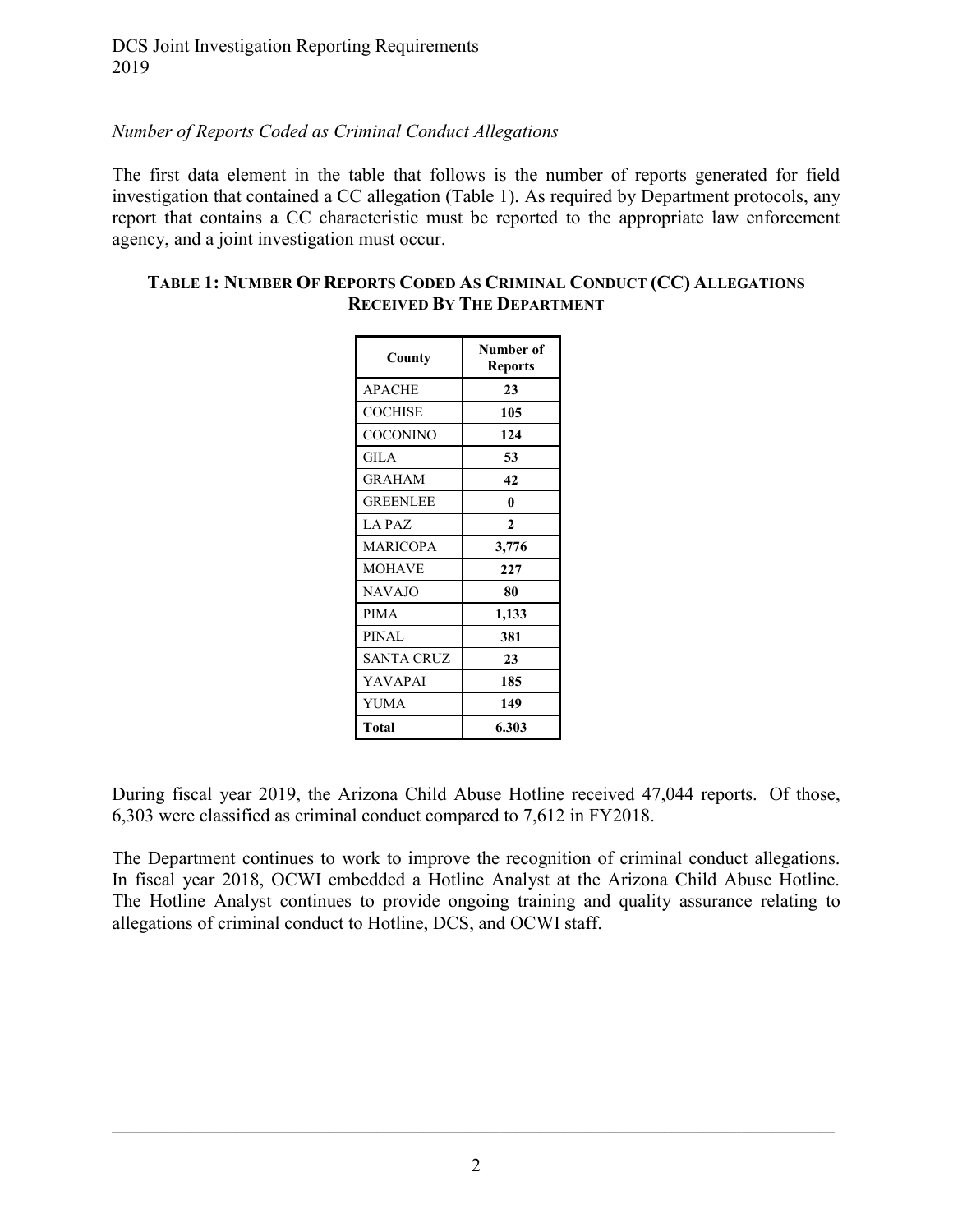*Number of Reports Coded as Criminal Conduct Allegations*

The first data element in the table that follows is the number of reports generated for field investigation that contained a CC allegation (Table 1). As required by Department protocols, any report that contains a CC characteristic must be reported to the appropriate law enforcement agency, and a joint investigation must occur.

**TABLE 1: NUMBER OF REPORTS CODED AS CRIMINAL CONDUCT (CC) ALLEGATIONS RECEIVED BY THE DEPARTMENT**

| County | Number of Reports |
|---|---|
| APACHE | 23 |
| COCHISE | 105 |
| COCONINO | 124 |
| GILA | 53 |
| GRAHAM | 42 |
| GREENLEE | 0 |
| LA PAZ | 2 |
| MARICOPA | 3,776 |
| MOHAVE | 227 |
| NAVAJO | 80 |
| PIMA | 1,133 |
| PINAL | 381 |
| SANTA CRUZ | 23 |
| YAVAPAI | 185 |
| YUMA | 149 |
| **Total** | **6.303** |

During fiscal year 2019, the Arizona Child Abuse Hotline received 47,044 reports. Of those, 6,303 were classified as criminal conduct compared to 7,612 in FY2018.

The Department continues to work to improve the recognition of criminal conduct allegations. In fiscal year 2018, OCWI embedded a Hotline Analyst at the Arizona Child Abuse Hotline. The Hotline Analyst continues to provide ongoing training and quality assurance relating to allegations of criminal conduct to Hotline, DCS, and OCWI staff.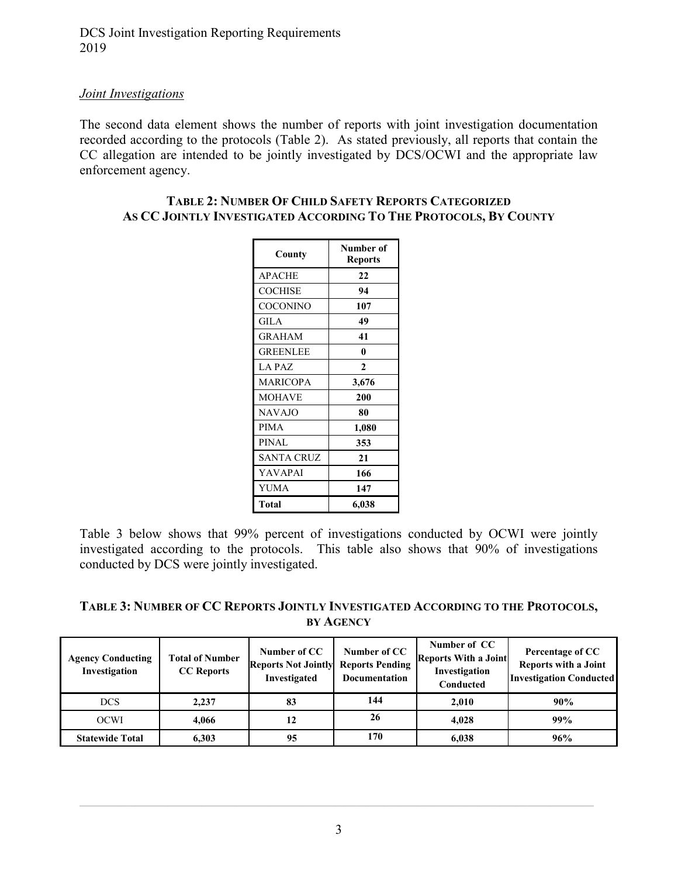*Joint Investigations*

The second data element shows the number of reports with joint investigation documentation recorded according to the protocols (Table 2). As stated previously, all reports that contain the CC allegation are intended to be jointly investigated by DCS/OCWI and the appropriate law enforcement agency.

**TABLE 2: NUMBER OF CHILD SAFETY REPORTS CATEGORIZED AS CC JOINTLY INVESTIGATED ACCORDING TO THE PROTOCOLS, BY COUNTY**

| County | Number of Reports |
|---|---|
| APACHE | **22** |
| COCHISE | **94** |
| COCONINO | **107** |
| GILA | **49** |
| GRAHAM | **41** |
| GREENLEE | **0** |
| LA PAZ | **2** |
| MARICOPA | **3,676** |
| MOHAVE | **200** |
| NAVAJO | **80** |
| PIMA | **1,080** |
| PINAL | **353** |
| SANTA CRUZ | **21** |
| YAVAPAI | **166** |
| YUMA | **147** |
| **Total** | **6,038** |

Table 3 below shows that 99% percent of investigations conducted by OCWI were jointly investigated according to the protocols. This table also shows that 90% of investigations conducted by DCS were jointly investigated.

**TABLE 3: NUMBER OF CC REPORTS JOINTLY INVESTIGATED ACCORDING TO THE PROTOCOLS, BY AGENCY**

| Agency Conducting Investigation | Total of Number CC Reports | Number of CC Reports Not Jointly Investigated | Number of CC Reports Pending Documentation | Number of CC Reports With a Joint Investigation Conducted | Percentage of CC Reports with a Joint Investigation Conducted |
|---|---|---|---|---|---|
| DCS | **2,237** | **83** | **144** | **2,010** | **90%** |
| OCWI | **4,066** | **12** | **26** | **4,028** | **99%** |
| **Statewide Total** | **6,303** | **95** | **170** | **6,038** | **96%** |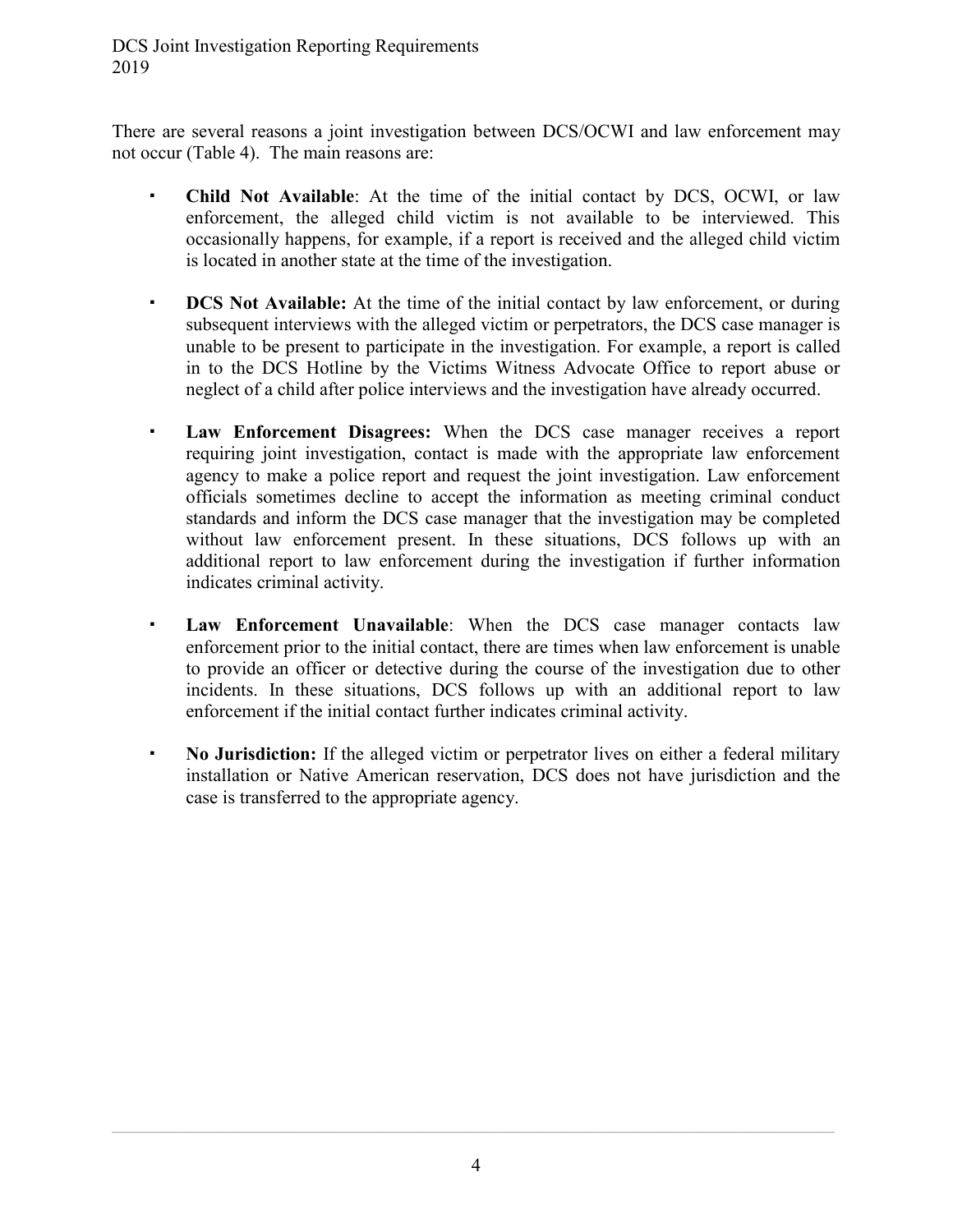There are several reasons a joint investigation between DCS/OCWI and law enforcement may not occur (Table 4). The main reasons are:

- **Child Not Available**: At the time of the initial contact by DCS, OCWI, or law enforcement, the alleged child victim is not available to be interviewed. This occasionally happens, for example, if a report is received and the alleged child victim is located in another state at the time of the investigation.

- **DCS Not Available:** At the time of the initial contact by law enforcement, or during subsequent interviews with the alleged victim or perpetrators, the DCS case manager is unable to be present to participate in the investigation. For example, a report is called in to the DCS Hotline by the Victims Witness Advocate Office to report abuse or neglect of a child after police interviews and the investigation have already occurred.

- **Law Enforcement Disagrees:** When the DCS case manager receives a report requiring joint investigation, contact is made with the appropriate law enforcement agency to make a police report and request the joint investigation. Law enforcement officials sometimes decline to accept the information as meeting criminal conduct standards and inform the DCS case manager that the investigation may be completed without law enforcement present. In these situations, DCS follows up with an additional report to law enforcement during the investigation if further information indicates criminal activity.

- **Law Enforcement Unavailable**: When the DCS case manager contacts law enforcement prior to the initial contact, there are times when law enforcement is unable to provide an officer or detective during the course of the investigation due to other incidents. In these situations, DCS follows up with an additional report to law enforcement if the initial contact further indicates criminal activity.

- **No Jurisdiction:** If the alleged victim or perpetrator lives on either a federal military installation or Native American reservation, DCS does not have jurisdiction and the case is transferred to the appropriate agency.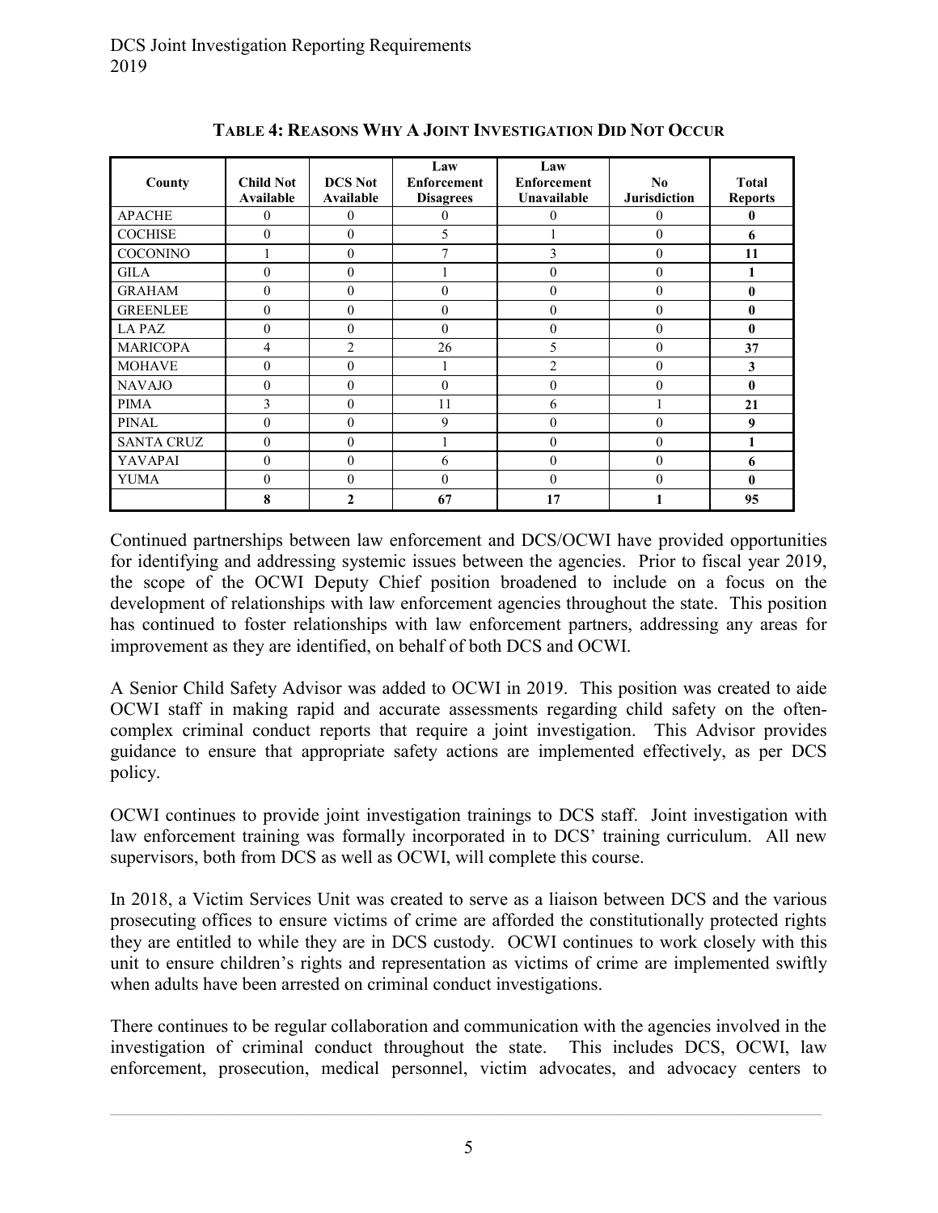### TABLE 4: REASONS WHY A JOINT INVESTIGATION DID NOT OCCUR

| County | Child Not Available | DCS Not Available | Law Enforcement Disagrees | Law Enforcement Unavailable | No Jurisdiction | Total Reports |
|---|---|---|---|---|---|---|
| APACHE | 0 | 0 | 0 | 0 | 0 | **0** |
| COCHISE | 0 | 0 | 5 | 1 | 0 | **6** |
| COCONINO | 1 | 0 | 7 | 3 | 0 | **11** |
| GILA | 0 | 0 | 1 | 0 | 0 | **1** |
| GRAHAM | 0 | 0 | 0 | 0 | 0 | **0** |
| GREENLEE | 0 | 0 | 0 | 0 | 0 | **0** |
| LA PAZ | 0 | 0 | 0 | 0 | 0 | **0** |
| MARICOPA | 4 | 2 | 26 | 5 | 0 | **37** |
| MOHAVE | 0 | 0 | 1 | 2 | 0 | **3** |
| NAVAJO | 0 | 0 | 0 | 0 | 0 | **0** |
| PIMA | 3 | 0 | 11 | 6 | 1 | **21** |
| PINAL | 0 | 0 | 9 | 0 | 0 | **9** |
| SANTA CRUZ | 0 | 0 | 1 | 0 | 0 | **1** |
| YAVAPAI | 0 | 0 | 6 | 0 | 0 | **6** |
| YUMA | 0 | 0 | 0 | 0 | 0 | **0** |
| | **8** | **2** | **67** | **17** | **1** | **95** |

Continued partnerships between law enforcement and DCS/OCWI have provided opportunities for identifying and addressing systemic issues between the agencies. Prior to fiscal year 2019, the scope of the OCWI Deputy Chief position broadened to include on a focus on the development of relationships with law enforcement agencies throughout the state. This position has continued to foster relationships with law enforcement partners, addressing any areas for improvement as they are identified, on behalf of both DCS and OCWI.

A Senior Child Safety Advisor was added to OCWI in 2019. This position was created to aide OCWI staff in making rapid and accurate assessments regarding child safety on the often-complex criminal conduct reports that require a joint investigation. This Advisor provides guidance to ensure that appropriate safety actions are implemented effectively, as per DCS policy.

OCWI continues to provide joint investigation trainings to DCS staff. Joint investigation with law enforcement training was formally incorporated in to DCS' training curriculum. All new supervisors, both from DCS as well as OCWI, will complete this course.

In 2018, a Victim Services Unit was created to serve as a liaison between DCS and the various prosecuting offices to ensure victims of crime are afforded the constitutionally protected rights they are entitled to while they are in DCS custody. OCWI continues to work closely with this unit to ensure children's rights and representation as victims of crime are implemented swiftly when adults have been arrested on criminal conduct investigations.

There continues to be regular collaboration and communication with the agencies involved in the investigation of criminal conduct throughout the state. This includes DCS, OCWI, law enforcement, prosecution, medical personnel, victim advocates, and advocacy centers to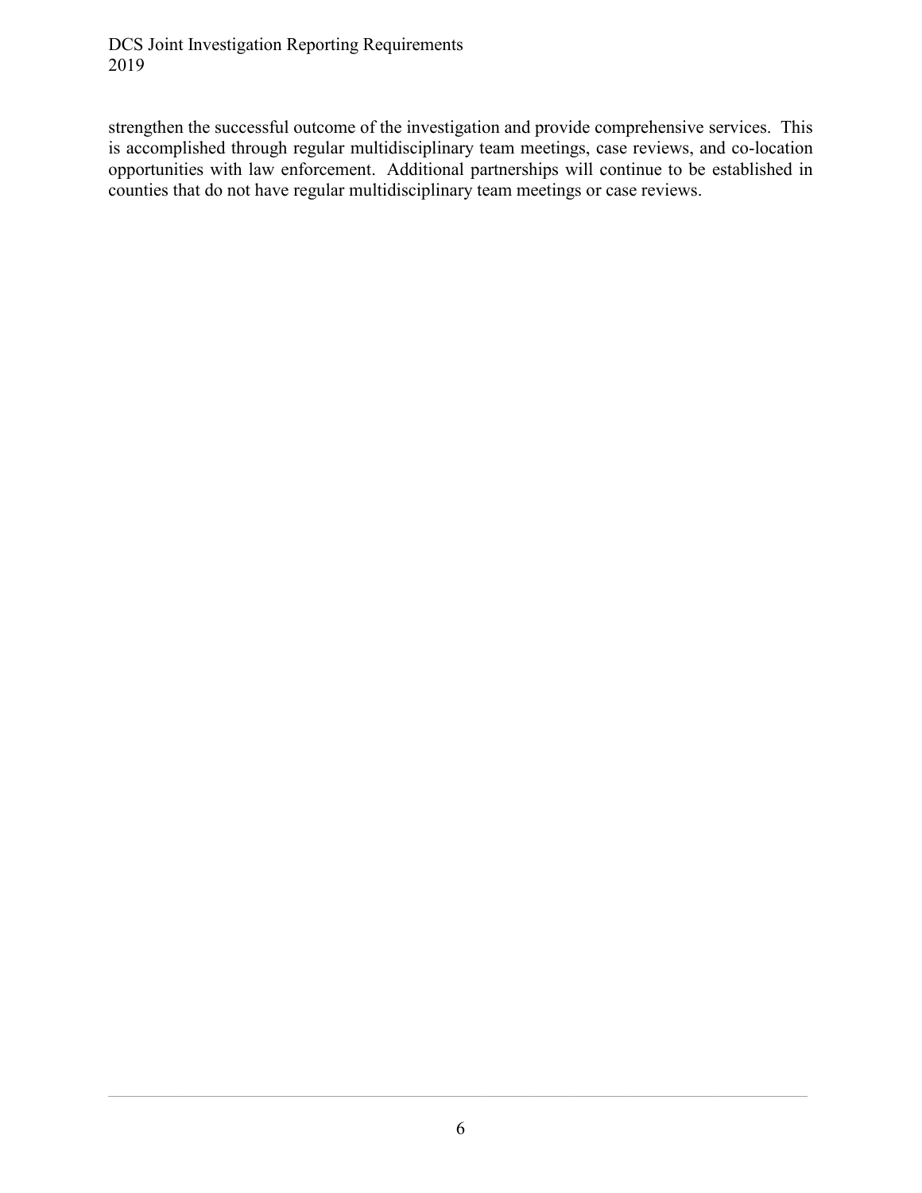strengthen the successful outcome of the investigation and provide comprehensive services. This is accomplished through regular multidisciplinary team meetings, case reviews, and co-location opportunities with law enforcement. Additional partnerships will continue to be established in counties that do not have regular multidisciplinary team meetings or case reviews.